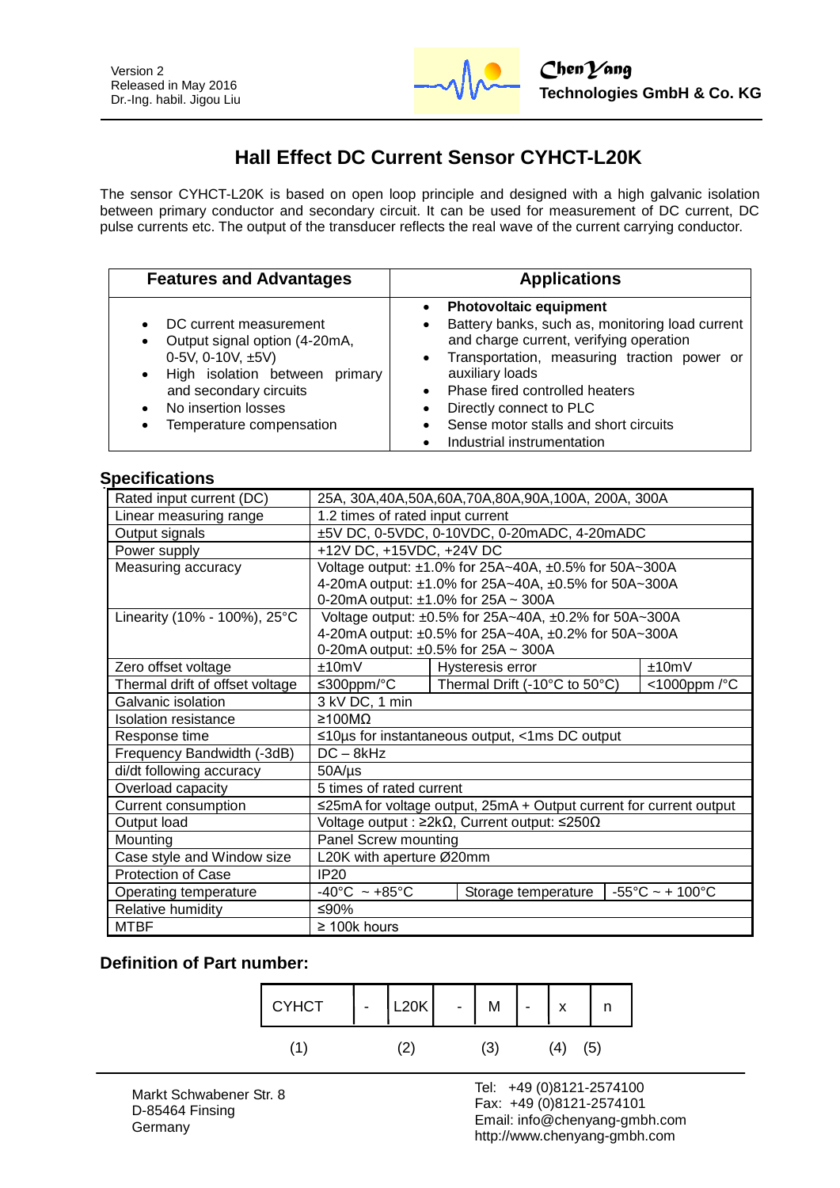Version 2
Released in May 2016
Dr.-Ing. habil. Jigou Liu

**ChenYang Technologies GmbH & Co. KG**

# Hall Effect DC Current Sensor CYHCT-L20K

The sensor CYHCT-L20K is based on open loop principle and designed with a high galvanic isolation between primary conductor and secondary circuit. It can be used for measurement of DC current, DC pulse currents etc. The output of the transducer reflects the real wave of the current carrying conductor.

| Features and Advantages | Applications |
|---|---|
| • DC current measurement<br>• Output signal option (4-20mA, 0-5V, 0-10V, ±5V)<br>• High isolation between primary and secondary circuits<br>• No insertion losses<br>• Temperature compensation | • **Photovoltaic equipment**<br>• Battery banks, such as, monitoring load current and charge current, verifying operation<br>• Transportation, measuring traction power or auxiliary loads<br>• Phase fired controlled heaters<br>• Directly connect to PLC<br>• Sense motor stalls and short circuits<br>• Industrial instrumentation |

## Specifications

| | | | |
|---|---|---|---|
| Rated input current (DC) | 25A, 30A,40A,50A,60A,70A,80A,90A,100A, 200A, 300A | | |
| Linear measuring range | 1.2 times of rated input current | | |
| Output signals | ±5V DC, 0-5VDC, 0-10VDC, 0-20mADC, 4-20mADC | | |
| Power supply | +12V DC, +15VDC, +24V DC | | |
| Measuring accuracy | Voltage output: ±1.0% for 25A~40A, ±0.5% for 50A~300A<br>4-20mA output: ±1.0% for 25A~40A, ±0.5% for 50A~300A<br>0-20mA output: ±1.0% for 25A ~ 300A | | |
| Linearity (10% - 100%), 25°C | Voltage output: ±0.5% for 25A~40A, ±0.2% for 50A~300A<br>4-20mA output: ±0.5% for 25A~40A, ±0.2% for 50A~300A<br>0-20mA output: ±0.5% for 25A ~ 300A | | |
| Zero offset voltage | ±10mV | Hysteresis error | ±10mV |
| Thermal drift of offset voltage | ≤300ppm/°C | Thermal Drift (-10°C to 50°C) | <1000ppm /°C |
| Galvanic isolation | 3 kV DC, 1 min | | |
| Isolation resistance | ≥100MΩ | | |
| Response time | ≤10µs for instantaneous output, <1ms DC output | | |
| Frequency Bandwidth (-3dB) | DC – 8kHz | | |
| di/dt following accuracy | 50A/µs | | |
| Overload capacity | 5 times of rated current | | |
| Current consumption | ≤25mA for voltage output, 25mA + Output current for current output | | |
| Output load | Voltage output : ≥2kΩ, Current output: ≤250Ω | | |
| Mounting | Panel Screw mounting | | |
| Case style and Window size | L20K with aperture Ø20mm | | |
| Protection of Case | IP20 | | |
| Operating temperature | -40°C ~ +85°C | Storage temperature | -55°C ~ + 100°C |
| Relative humidity | ≤90% | | |
| MTBF | ≥ 100k hours | | |

### Definition of Part number:

| CYHCT | - | L20K | - | M | - | x | n |
|---|---|---|---|---|---|---|---|
| (1) | | (2) | | (3) | | (4) | (5) |

Markt Schwabener Str. 8
D-85464 Finsing
Germany

Tel: +49 (0)8121-2574100
Fax: +49 (0)8121-2574101
Email: info@chenyang-gmbh.com
http://www.chenyang-gmbh.com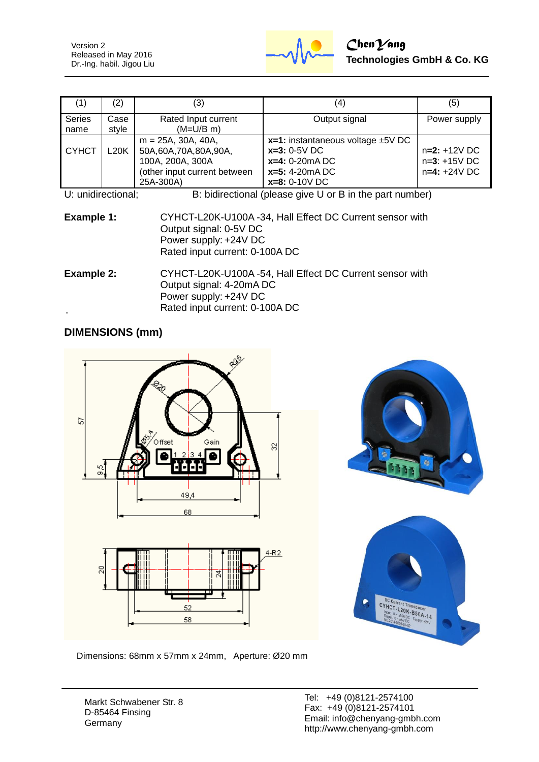| (1) | (2) | (3) | (4) | (5) |
|---|---|---|---|---|
| Series name | Case style | Rated Input current (M=U/B m) | Output signal | Power supply |
| CYHCT | L20K | m = 25A, 30A, 40A, 50A,60A,70A,80A,90A, 100A, 200A, 300A (other input current between 25A-300A) | **x=1:** instantaneous voltage ±5V DC<br>**x=3:** 0-5V DC<br>**x=4:** 0-20mA DC<br>**x=5:** 4-20mA DC<br>**x=8:** 0-10V DC | n=**2:** +12V DC<br>n=**3**: +15V DC<br>n=**4:** +24V DC |

U: unidirectional; B: bidirectional (please give U or B in the part number)

**Example 1:** CYHCT-L20K-U100A -34, Hall Effect DC Current sensor with
Output signal: 0-5V DC
Power supply: +24V DC
Rated input current: 0-100A DC

**Example 2:** CYHCT-L20K-U100A -54, Hall Effect DC Current sensor with
Output signal: 4-20mA DC
Power supply: +24V DC
Rated input current: 0-100A DC

## DIMENSIONS (mm)

Dimensions: 68mm x 57mm x 24mm, Aperture: Ø20 mm

Markt Schwabener Str. 8
D-85464 Finsing
Germany

Tel: +49 (0)8121-2574100
Fax: +49 (0)8121-2574101
Email: info@chenyang-gmbh.com
http://www.chenyang-gmbh.com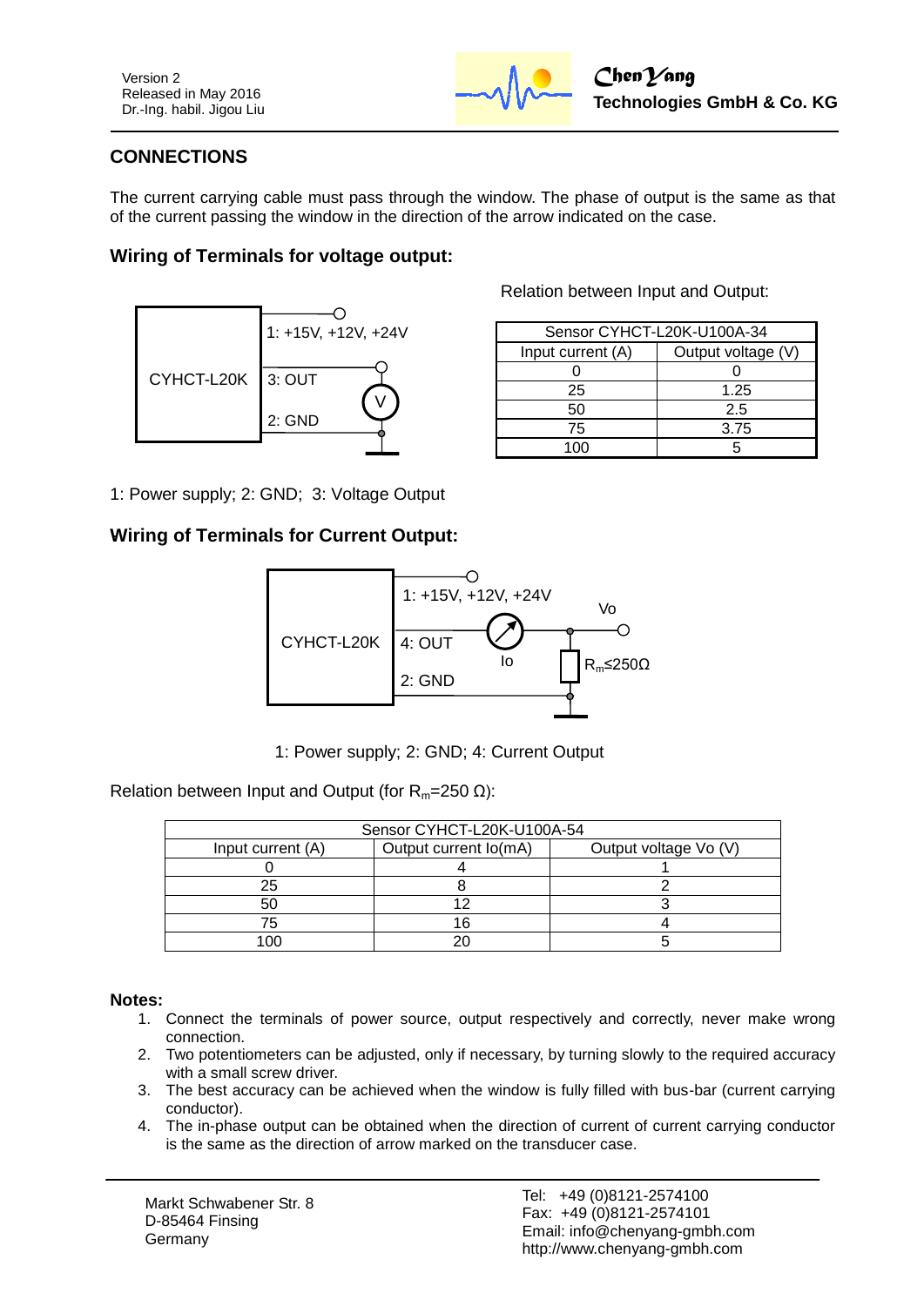## CONNECTIONS

The current carrying cable must pass through the window. The phase of output is the same as that of the current passing the window in the direction of the arrow indicated on the case.

### Wiring of Terminals for voltage output:

CYHCT-L20K

1: +15V, +12V, +24V

3: OUT

2: GND

V

Relation between Input and Output:

| Sensor CYHCT-L20K-U100A-34 | |
|---|---|
| Input current (A) | Output voltage (V) |
| 0 | 0 |
| 25 | 1.25 |
| 50 | 2.5 |
| 75 | 3.75 |
| 100 | 5 |

1: Power supply; 2: GND; 3: Voltage Output

### Wiring of Terminals for Current Output:

CYHCT-L20K

1: +15V, +12V, +24V

4: OUT

2: GND

Io

Vo

$R_m \leq 250\Omega$

1: Power supply; 2: GND; 4: Current Output

Relation between Input and Output (for $R_m$=250 Ω):

| Sensor CYHCT-L20K-U100A-54 | | |
|---|---|---|
| Input current (A) | Output current Io(mA) | Output voltage Vo (V) |
| 0 | 4 | 1 |
| 25 | 8 | 2 |
| 50 | 12 | 3 |
| 75 | 16 | 4 |
| 100 | 20 | 5 |

**Notes:**

1. Connect the terminals of power source, output respectively and correctly, never make wrong connection.
2. Two potentiometers can be adjusted, only if necessary, by turning slowly to the required accuracy with a small screw driver.
3. The best accuracy can be achieved when the window is fully filled with bus-bar (current carrying conductor).
4. The in-phase output can be obtained when the direction of current of current carrying conductor is the same as the direction of arrow marked on the transducer case.